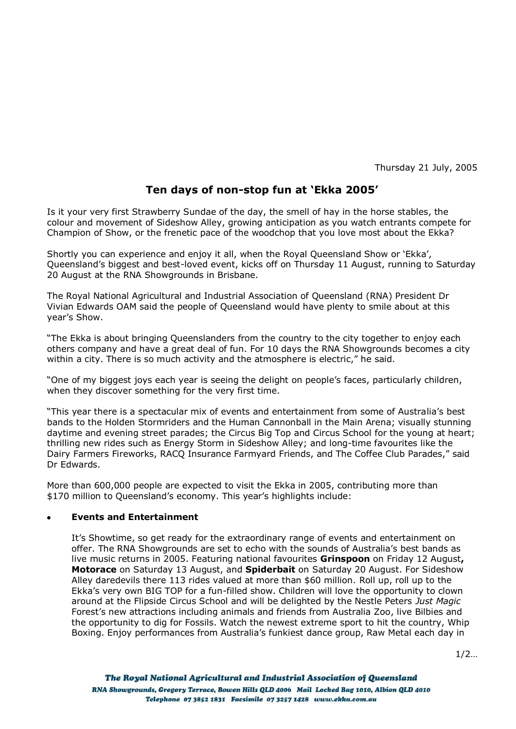Thursday 21 July, 2005

# Ten days of non-stop fun at 'Ekka 2005'

Is it your very first Strawberry Sundae of the day, the smell of hay in the horse stables, the colour and movement of Sideshow Alley, growing anticipation as you watch entrants compete for Champion of Show, or the frenetic pace of the woodchop that you love most about the Ekka?

Shortly you can experience and enjoy it all, when the Royal Queensland Show or 'Ekka', Queensland's biggest and best-loved event, kicks off on Thursday 11 August, running to Saturday 20 August at the RNA Showgrounds in Brisbane.

The Royal National Agricultural and Industrial Association of Queensland (RNA) President Dr Vivian Edwards OAM said the people of Queensland would have plenty to smile about at this year's Show.

"The Ekka is about bringing Queenslanders from the country to the city together to enjoy each others company and have a great deal of fun. For 10 days the RNA Showgrounds becomes a city within a city. There is so much activity and the atmosphere is electric," he said.

"One of my biggest joys each year is seeing the delight on people's faces, particularly children, when they discover something for the very first time.

"This year there is a spectacular mix of events and entertainment from some of Australia's best bands to the Holden Stormriders and the Human Cannonball in the Main Arena; visually stunning daytime and evening street parades; the Circus Big Top and Circus School for the young at heart; thrilling new rides such as Energy Storm in Sideshow Alley; and long-time favourites like the Dairy Farmers Fireworks, RACQ Insurance Farmyard Friends, and The Coffee Club Parades," said Dr Edwards.

More than 600,000 people are expected to visit the Ekka in 2005, contributing more than $170 million to Queensland's economy. This year's highlights include:

- **Events and Entertainment**

  It's Showtime, so get ready for the extraordinary range of events and entertainment on offer. The RNA Showgrounds are set to echo with the sounds of Australia's best bands as live music returns in 2005. Featuring national favourites **Grinspoon** on Friday 12 August**, Motorace** on Saturday 13 August, and **Spiderbait** on Saturday 20 August. For Sideshow Alley daredevils there 113 rides valued at more than $60 million. Roll up, roll up to the Ekka's very own BIG TOP for a fun-filled show. Children will love the opportunity to clown around at the Flipside Circus School and will be delighted by the Nestle Peters *Just Magic* Forest's new attractions including animals and friends from Australia Zoo, live Bilbies and the opportunity to dig for Fossils. Watch the newest extreme sport to hit the country, Whip Boxing. Enjoy performances from Australia's funkiest dance group, Raw Metal each day in

The Royal National Agricultural and Industrial Association of Queensland
RNA Showgrounds, Gregory Terrace, Bowen Hills QLD 4006 Mail Locked Bag 1010, Albion QLD 4010
Telephone 07 3852 1831 Facsimile 07 3257 1428 www.ekka.com.au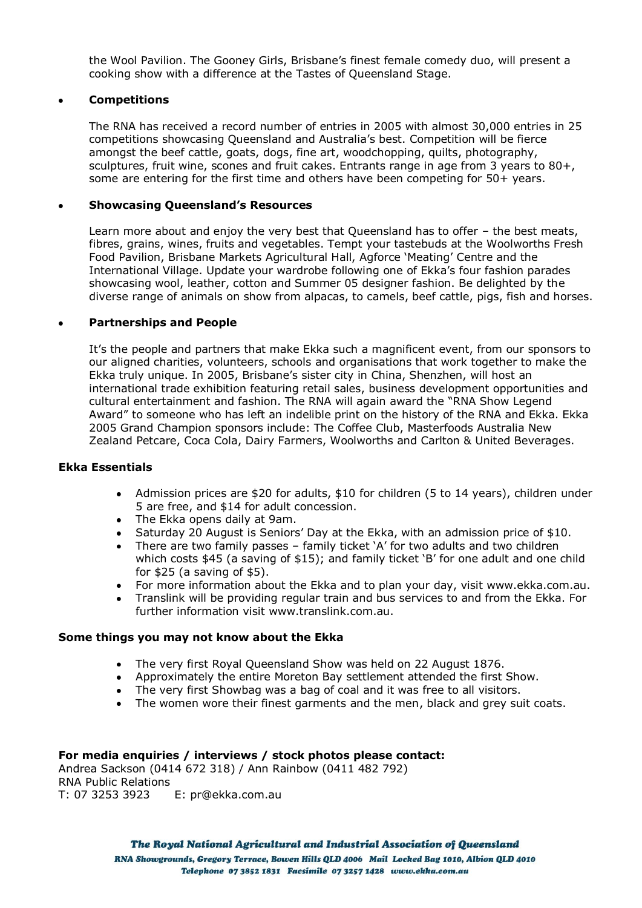the Wool Pavilion. The Gooney Girls, Brisbane's finest female comedy duo, will present a cooking show with a difference at the Tastes of Queensland Stage.

- **Competitions**

  The RNA has received a record number of entries in 2005 with almost 30,000 entries in 25 competitions showcasing Queensland and Australia's best. Competition will be fierce amongst the beef cattle, goats, dogs, fine art, woodchopping, quilts, photography, sculptures, fruit wine, scones and fruit cakes. Entrants range in age from 3 years to 80+, some are entering for the first time and others have been competing for 50+ years.

- **Showcasing Queensland's Resources**

  Learn more about and enjoy the very best that Queensland has to offer – the best meats, fibres, grains, wines, fruits and vegetables. Tempt your tastebuds at the Woolworths Fresh Food Pavilion, Brisbane Markets Agricultural Hall, Agforce 'Meating' Centre and the International Village. Update your wardrobe following one of Ekka's four fashion parades showcasing wool, leather, cotton and Summer 05 designer fashion. Be delighted by the diverse range of animals on show from alpacas, to camels, beef cattle, pigs, fish and horses.

- **Partnerships and People**

  It's the people and partners that make Ekka such a magnificent event, from our sponsors to our aligned charities, volunteers, schools and organisations that work together to make the Ekka truly unique. In 2005, Brisbane's sister city in China, Shenzhen, will host an international trade exhibition featuring retail sales, business development opportunities and cultural entertainment and fashion. The RNA will again award the "RNA Show Legend Award" to someone who has left an indelible print on the history of the RNA and Ekka. Ekka 2005 Grand Champion sponsors include: The Coffee Club, Masterfoods Australia New Zealand Petcare, Coca Cola, Dairy Farmers, Woolworths and Carlton & United Beverages.

**Ekka Essentials**

- Admission prices are $20 for adults, $10 for children (5 to 14 years), children under 5 are free, and $14 for adult concession.
- The Ekka opens daily at 9am.
- Saturday 20 August is Seniors' Day at the Ekka, with an admission price of $10.
- There are two family passes – family ticket 'A' for two adults and two children which costs $45 (a saving of $15); and family ticket 'B' for one adult and one child for $25 (a saving of $5).
- For more information about the Ekka and to plan your day, visit www.ekka.com.au.
- Translink will be providing regular train and bus services to and from the Ekka. For further information visit www.translink.com.au.

**Some things you may not know about the Ekka**

- The very first Royal Queensland Show was held on 22 August 1876.
- Approximately the entire Moreton Bay settlement attended the first Show.
- The very first Showbag was a bag of coal and it was free to all visitors.
- The women wore their finest garments and the men, black and grey suit coats.

**For media enquiries / interviews / stock photos please contact:**
Andrea Sackson (0414 672 318) / Ann Rainbow (0411 482 792)
RNA Public Relations
T: 07 3253 3923 E: pr@ekka.com.au

*The Royal National Agricultural and Industrial Association of Queensland*
*RNA Showgrounds, Gregory Terrace, Bowen Hills QLD 4006 Mail Locked Bag 1010, Albion QLD 4010*
*Telephone 07 3852 1831 Facsimile 07 3257 1428 www.ekka.com.au*